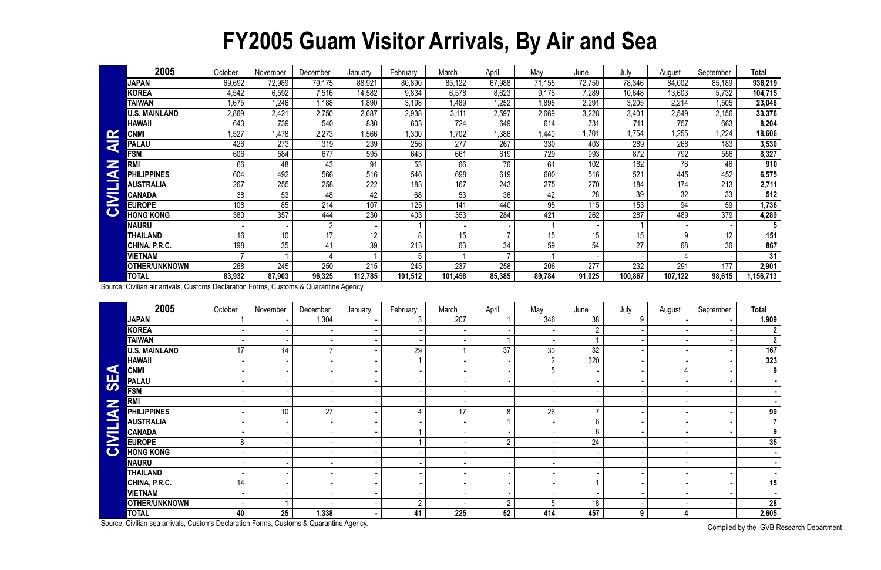# FY2005 Guam Visitor Arrivals, By Air and Sea

## CIVILIAN AIR

| 2005 | October | November | December | January | February | March | April | May | June | July | August | September | Total |
|---|---|---|---|---|---|---|---|---|---|---|---|---|---|
| **JAPAN** | 69,692 | 72,989 | 79,175 | 88,921 | 80,890 | 85,122 | 67,988 | 71,155 | 72,750 | 78,346 | 84,002 | 85,189 | **936,219** |
| **KOREA** | 4,542 | 6,592 | 7,516 | 14,582 | 9,834 | 6,578 | 8,623 | 9,176 | 7,289 | 10,648 | 13,603 | 5,732 | **104,715** |
| **TAIWAN** | 1,675 | 1,246 | 1,188 | 1,890 | 3,198 | 1,489 | 1,252 | 1,895 | 2,291 | 3,205 | 2,214 | 1,505 | **23,048** |
| **U.S. MAINLAND** | 2,869 | 2,421 | 2,750 | 2,687 | 2,938 | 3,111 | 2,597 | 2,669 | 3,228 | 3,401 | 2,549 | 2,156 | **33,376** |
| **HAWAII** | 643 | 739 | 540 | 830 | 603 | 724 | 649 | 614 | 731 | 711 | 757 | 663 | **8,204** |
| **CNMI** | 1,527 | 1,478 | 2,273 | 1,566 | 1,300 | 1,702 | 1,386 | 1,440 | 1,701 | 1,754 | 1,255 | 1,224 | **18,606** |
| **PALAU** | 426 | 273 | 319 | 239 | 256 | 277 | 267 | 330 | 403 | 289 | 268 | 183 | **3,530** |
| **FSM** | 606 | 584 | 677 | 595 | 643 | 661 | 619 | 729 | 993 | 872 | 792 | 556 | **8,327** |
| **RMI** | 66 | 48 | 43 | 91 | 53 | 66 | 76 | 61 | 102 | 182 | 76 | 46 | **910** |
| **PHILIPPINES** | 604 | 492 | 566 | 516 | 546 | 698 | 619 | 600 | 516 | 521 | 445 | 452 | **6,575** |
| **AUSTRALIA** | 267 | 255 | 258 | 222 | 183 | 167 | 243 | 275 | 270 | 184 | 174 | 213 | **2,711** |
| **CANADA** | 38 | 53 | 48 | 42 | 68 | 53 | 36 | 42 | 28 | 39 | 32 | 33 | **512** |
| **EUROPE** | 108 | 85 | 214 | 107 | 125 | 141 | 440 | 95 | 115 | 153 | 94 | 59 | **1,736** |
| **HONG KONG** | 380 | 357 | 444 | 230 | 403 | 353 | 284 | 421 | 262 | 287 | 489 | 379 | **4,289** |
| **NAURU** | - | - | 2 | - | 1 | - | - | 1 | - | 1 | - | - | **5** |
| **THAILAND** | 16 | 10 | 17 | 12 | 8 | 15 | 7 | 15 | 15 | 15 | 9 | 12 | **151** |
| **CHINA, P.R.C.** | 198 | 35 | 41 | 39 | 213 | 63 | 34 | 59 | 54 | 27 | 68 | 36 | **867** |
| **VIETNAM** | 7 | 1 | 4 | 1 | 5 | 1 | 7 | 1 | - | - | 4 | - | **31** |
| **OTHER/UNKNOWN** | 268 | 245 | 250 | 215 | 245 | 237 | 258 | 206 | 277 | 232 | 291 | 177 | **2,901** |
| **TOTAL** | **83,932** | **87,903** | **96,325** | **112,785** | **101,512** | **101,458** | **85,385** | **89,784** | **91,025** | **100,867** | **107,122** | **98,615** | **1,156,713** |

Source: Civilian air arrivals, Customs Declaration Forms, Customs & Quarantine Agency.

## CIVILIAN SEA

| 2005 | October | November | December | January | February | March | April | May | June | July | August | September | Total |
|---|---|---|---|---|---|---|---|---|---|---|---|---|---|
| **JAPAN** | 1 | - | 1,304 | - | 3 | 207 | 1 | 346 | 38 | 9 | - | - | **1,909** |
| **KOREA** | - | - | - | - | - | - | - | - | 2 | - | - | - | **2** |
| **TAIWAN** | - | - | - | - | - | - | 1 | - | 1 | - | - | - | **2** |
| **U.S. MAINLAND** | 17 | 14 | 7 | - | 29 | 1 | 37 | 30 | 32 | - | - | - | **167** |
| **HAWAII** | - | - | - | - | 1 | - | - | 2 | 320 | - | - | - | **323** |
| **CNMI** | - | - | - | - | - | - | - | 5 | - | - | 4 | - | **9** |
| **PALAU** | - | - | - | - | - | - | - | - | - | - | - | - | **-** |
| **FSM** | - | - | - | - | - | - | - | - | - | - | - | - | **-** |
| **RMI** | - | - | - | - | - | - | - | - | - | - | - | - | **-** |
| **PHILIPPINES** | - | 10 | 27 | - | 4 | 17 | 8 | 26 | 7 | - | - | - | **99** |
| **AUSTRALIA** | - | - | - | - | - | - | 1 | - | 6 | - | - | - | **7** |
| **CANADA** | - | - | - | - | 1 | - | - | - | 8 | - | - | - | **9** |
| **EUROPE** | 8 | - | - | - | 1 | - | 2 | - | 24 | - | - | - | **35** |
| **HONG KONG** | - | - | - | - | - | - | - | - | - | - | - | - | **-** |
| **NAURU** | - | - | - | - | - | - | - | - | - | - | - | - | **-** |
| **THAILAND** | - | - | - | - | - | - | - | - | - | - | - | - | **-** |
| **CHINA, P.R.C.** | 14 | - | - | - | - | - | - | - | 1 | - | - | - | **15** |
| **VIETNAM** | - | - | - | - | - | - | - | - | - | - | - | - | **-** |
| **OTHER/UNKNOWN** | - | 1 | - | - | 2 | - | 2 | 5 | 18 | - | - | - | **28** |
| **TOTAL** | **40** | **25** | **1,338** | **-** | **41** | **225** | **52** | **414** | **457** | **9** | **4** | **-** | **2,605** |

Source: Civilian sea arrivals, Customs Declaration Forms, Customs & Quarantine Agency.

Compiled by the GVB Research Department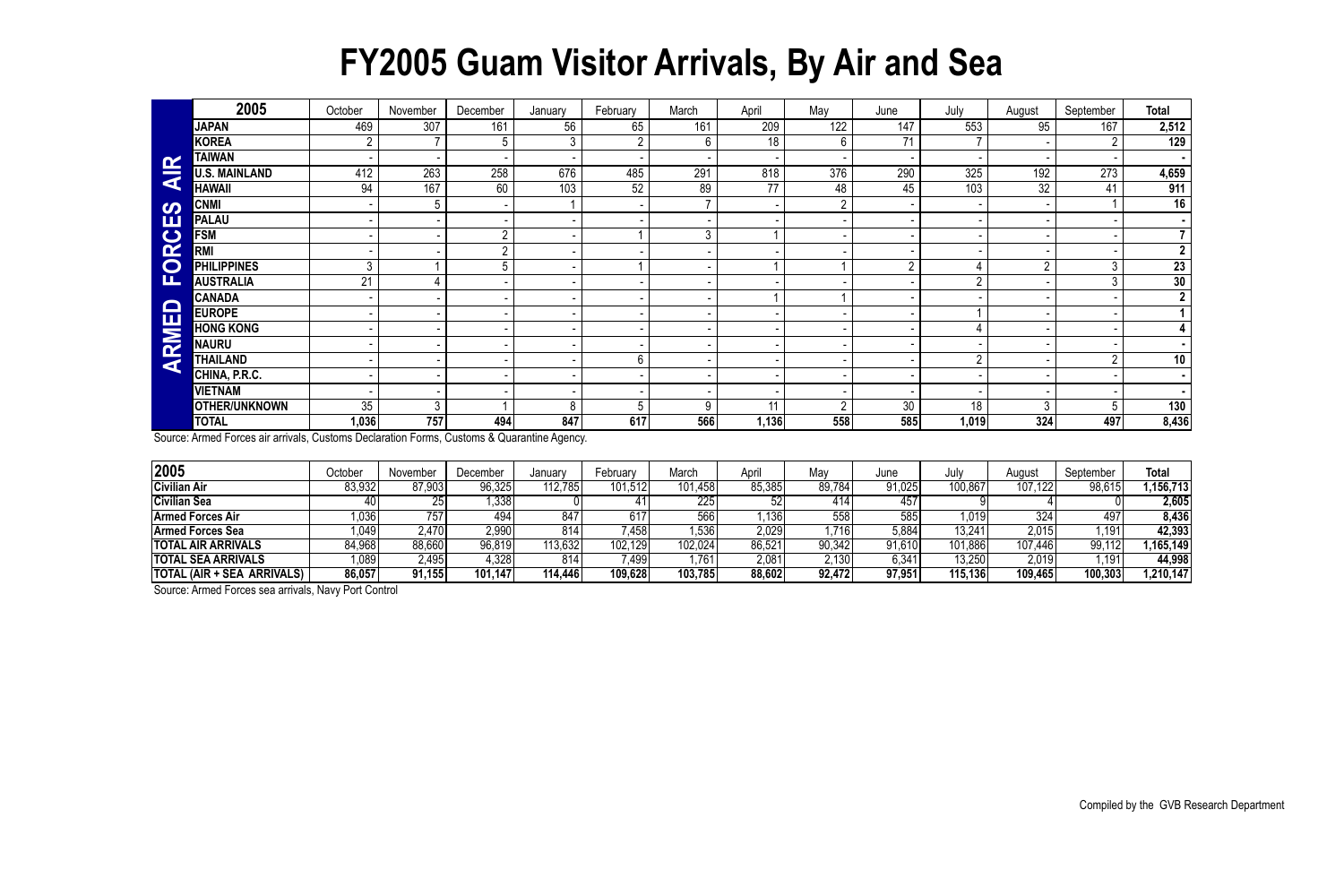# FY2005 Guam Visitor Arrivals, By Air and Sea

| | 2005 | October | November | December | January | February | March | April | May | June | July | August | September | Total |
|---|---|---|---|---|---|---|---|---|---|---|---|---|---|---|
| ARMED FORCES AIR | **JAPAN** | 469 | 307 | 161 | 56 | 65 | 161 | 209 | 122 | 147 | 553 | 95 | 167 | **2,512** |
| | **KOREA** | 2 | 7 | 5 | 3 | 2 | 6 | 18 | 6 | 71 | 7 | - | 2 | **129** |
| | **TAIWAN** | - | - | - | - | - | - | - | - | - | - | - | - | **-** |
| | **U.S. MAINLAND** | 412 | 263 | 258 | 676 | 485 | 291 | 818 | 376 | 290 | 325 | 192 | 273 | **4,659** |
| | **HAWAII** | 94 | 167 | 60 | 103 | 52 | 89 | 77 | 48 | 45 | 103 | 32 | 41 | **911** |
| | **CNMI** | - | 5 | - | 1 | - | 7 | - | 2 | - | - | - | 1 | **16** |
| | **PALAU** | - | - | - | - | - | - | - | - | - | - | - | - | **-** |
| | **FSM** | - | - | 2 | - | 1 | 3 | 1 | - | - | - | - | - | **7** |
| | **RMI** | - | - | 2 | - | - | - | - | - | - | - | - | - | **2** |
| | **PHILIPPINES** | 3 | 1 | 5 | - | 1 | - | 1 | 1 | 2 | 4 | 2 | 3 | **23** |
| | **AUSTRALIA** | 21 | 4 | - | - | - | - | - | - | - | 2 | - | 3 | **30** |
| | **CANADA** | - | - | - | - | - | - | 1 | 1 | - | - | - | - | **2** |
| | **EUROPE** | - | - | - | - | - | - | - | - | - | 1 | - | - | **1** |
| | **HONG KONG** | - | - | - | - | - | - | - | - | - | 4 | - | - | **4** |
| | **NAURU** | - | - | - | - | - | - | - | - | - | - | - | - | **-** |
| | **THAILAND** | - | - | - | - | 6 | - | - | - | - | 2 | - | 2 | **10** |
| | **CHINA, P.R.C.** | - | - | - | - | - | - | - | - | - | - | - | - | **-** |
| | **VIETNAM** | - | - | - | - | - | - | - | - | - | - | - | - | **-** |
| | **OTHER/UNKNOWN** | 35 | 3 | 1 | 8 | 5 | 9 | 11 | 2 | 30 | 18 | 3 | 5 | **130** |
| | **TOTAL** | **1,036** | **757** | **494** | **847** | **617** | **566** | **1,136** | **558** | **585** | **1,019** | **324** | **497** | **8,436** |

Source: Armed Forces air arrivals, Customs Declaration Forms, Customs & Quarantine Agency.

| 2005 | October | November | December | January | February | March | April | May | June | July | August | September | Total |
|---|---|---|---|---|---|---|---|---|---|---|---|---|---|
| **Civilian Air** | 83,932 | 87,903 | 96,325 | 112,785 | 101,512 | 101,458 | 85,385 | 89,784 | 91,025 | 100,867 | 107,122 | 98,615 | **1,156,713** |
| **Civilian Sea** | 40 | 25 | 1,338 | 0 | 41 | 225 | 52 | 414 | 457 | 9 | 4 | 0 | **2,605** |
| **Armed Forces Air** | 1,036 | 757 | 494 | 847 | 617 | 566 | 1,136 | 558 | 585 | 1,019 | 324 | 497 | **8,436** |
| **Armed Forces Sea** | 1,049 | 2,470 | 2,990 | 814 | 7,458 | 1,536 | 2,029 | 1,716 | 5,884 | 13,241 | 2,015 | 1,191 | **42,393** |
| **TOTAL AIR ARRIVALS** | 84,968 | 88,660 | 96,819 | 113,632 | 102,129 | 102,024 | 86,521 | 90,342 | 91,610 | 101,886 | 107,446 | 99,112 | **1,165,149** |
| **TOTAL SEA ARRIVALS** | 1,089 | 2,495 | 4,328 | 814 | 7,499 | 1,761 | 2,081 | 2,130 | 6,341 | 13,250 | 2,019 | 1,191 | **44,998** |
| **TOTAL (AIR + SEA ARRIVALS)** | **86,057** | **91,155** | **101,147** | **114,446** | **109,628** | **103,785** | **88,602** | **92,472** | **97,951** | **115,136** | **109,465** | **100,303** | **1,210,147** |

Source: Armed Forces sea arrivals, Navy Port Control

Compiled by the GVB Research Department